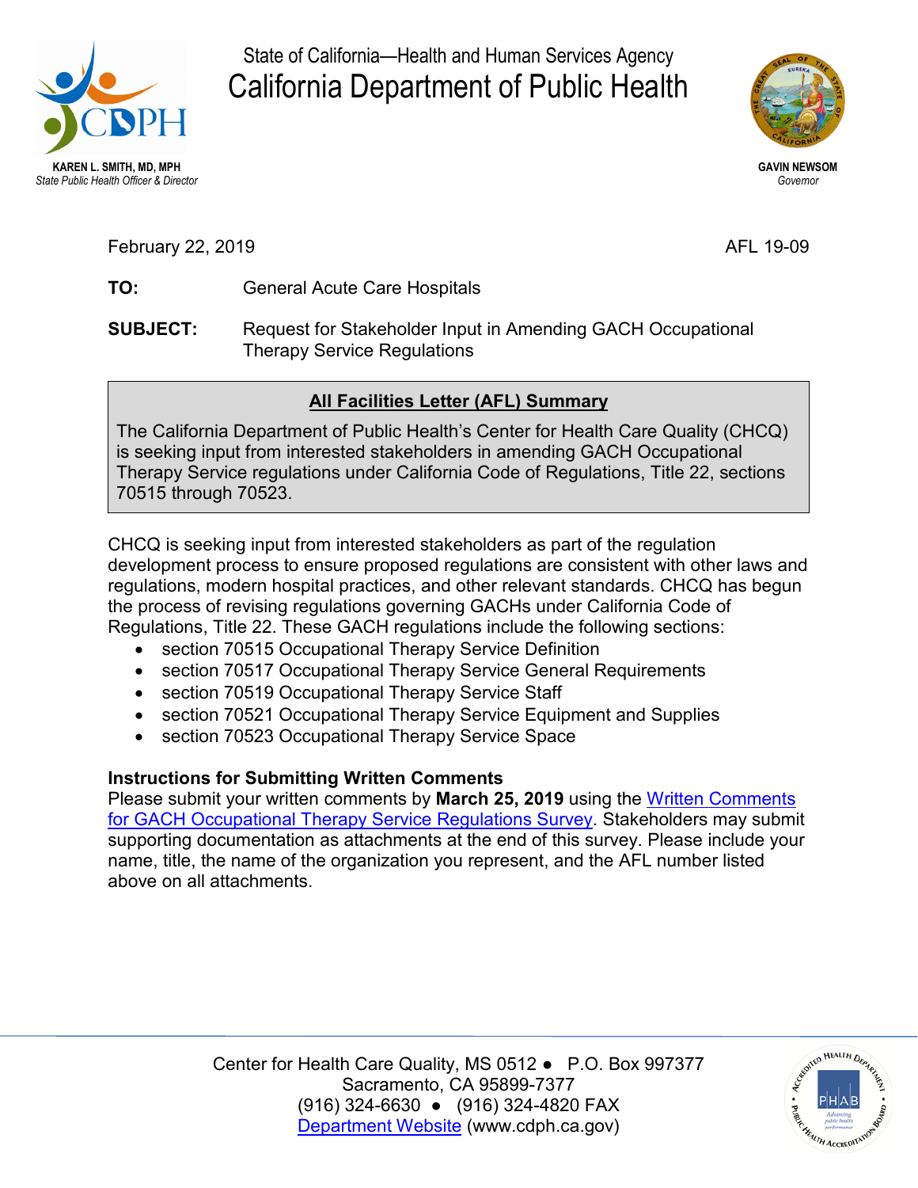KAREN L. SMITH, MD, MPH
*State Public Health Officer & Director*

State of California—Health and Human Services Agency

# California Department of Public Health

GAVIN NEWSOM
*Governor*

February 22, 2019 AFL 19-09

**TO:** General Acute Care Hospitals

**SUBJECT:** Request for Stakeholder Input in Amending GACH Occupational Therapy Service Regulations

**All Facilities Letter (AFL) Summary**

The California Department of Public Health's Center for Health Care Quality (CHCQ) is seeking input from interested stakeholders in amending GACH Occupational Therapy Service regulations under California Code of Regulations, Title 22, sections 70515 through 70523.

CHCQ is seeking input from interested stakeholders as part of the regulation development process to ensure proposed regulations are consistent with other laws and regulations, modern hospital practices, and other relevant standards. CHCQ has begun the process of revising regulations governing GACHs under California Code of Regulations, Title 22. These GACH regulations include the following sections:

- section 70515 Occupational Therapy Service Definition
- section 70517 Occupational Therapy Service General Requirements
- section 70519 Occupational Therapy Service Staff
- section 70521 Occupational Therapy Service Equipment and Supplies
- section 70523 Occupational Therapy Service Space

**Instructions for Submitting Written Comments**

Please submit your written comments by **March 25, 2019** using the Written Comments for GACH Occupational Therapy Service Regulations Survey. Stakeholders may submit supporting documentation as attachments at the end of this survey. Please include your name, title, the name of the organization you represent, and the AFL number listed above on all attachments.

Center for Health Care Quality, MS 0512 ● P.O. Box 997377
Sacramento, CA 95899-7377
(916) 324-6630 ● (916) 324-4820 FAX
Department Website (www.cdph.ca.gov)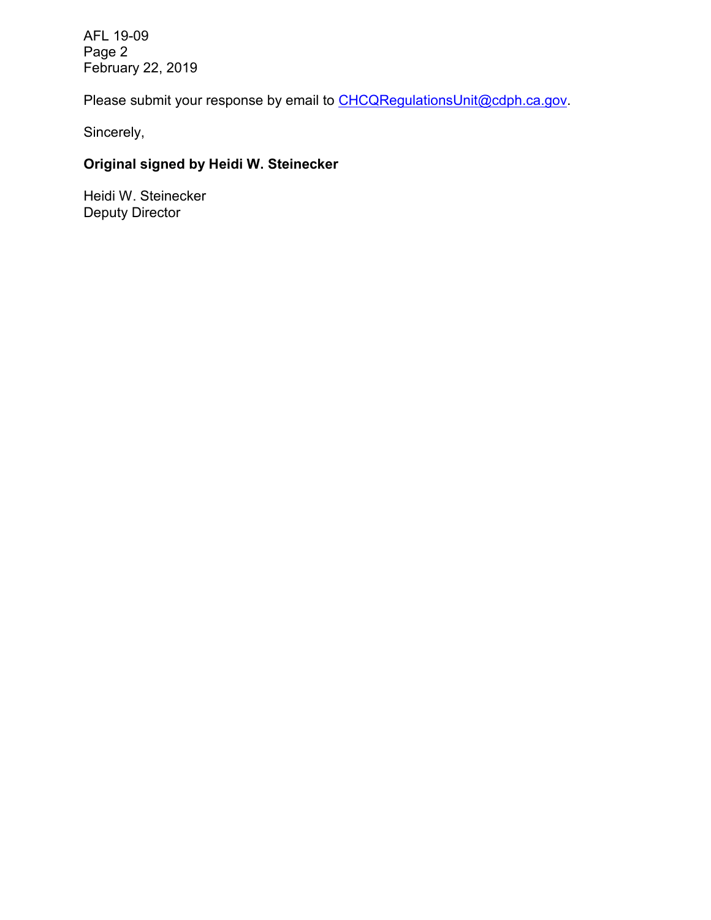Please submit your response by email to CHCQRegulationsUnit@cdph.ca.gov.

Sincerely,

**Original signed by Heidi W. Steinecker**

Heidi W. Steinecker
Deputy Director